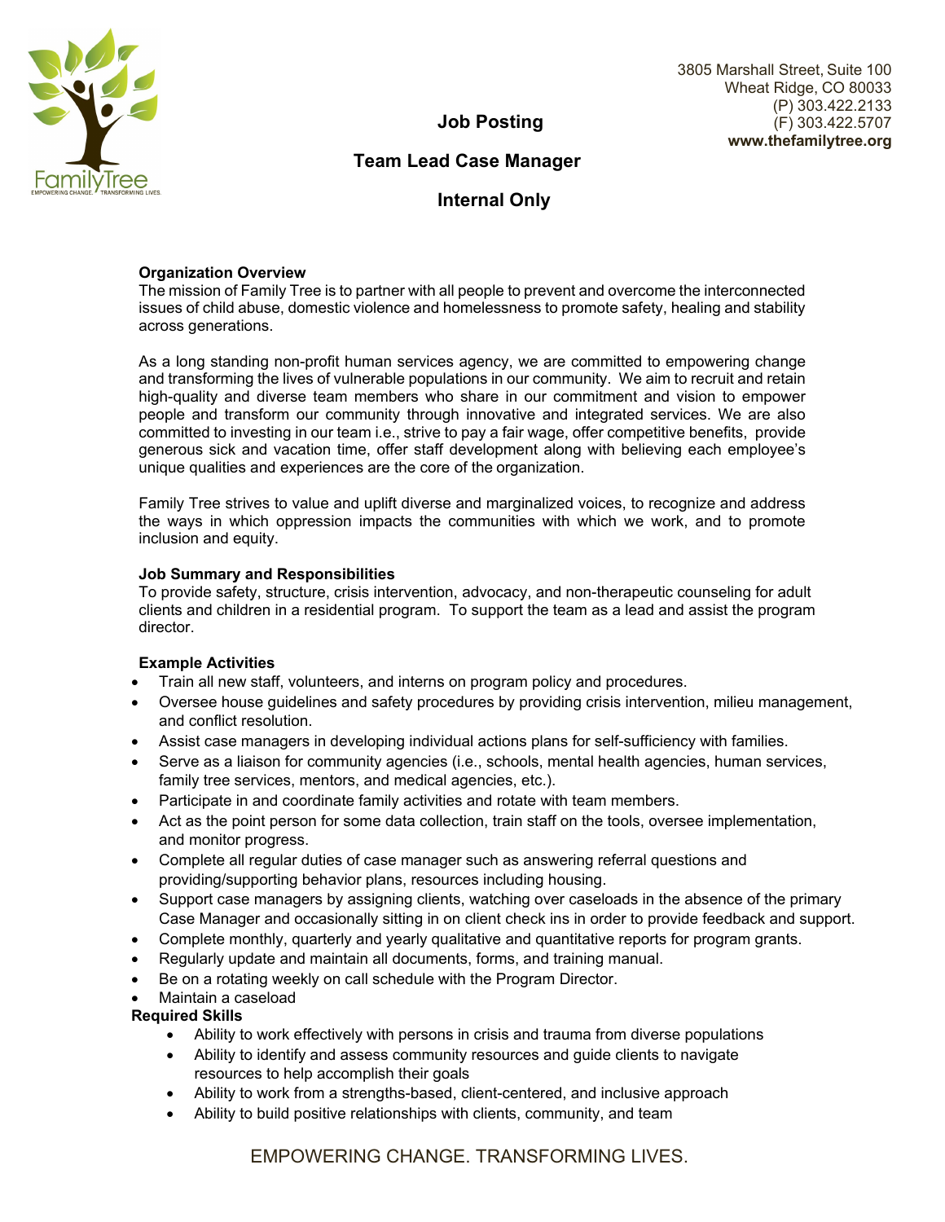3805 Marshall Street, Suite 100
Wheat Ridge, CO 80033
(P) 303.422.2133
(F) 303.422.5707
**www.thefamilytree.org**

# Job Posting

# Team Lead Case Manager

# Internal Only

**Organization Overview**

The mission of Family Tree is to partner with all people to prevent and overcome the interconnected issues of child abuse, domestic violence and homelessness to promote safety, healing and stability across generations.

As a long standing non-profit human services agency, we are committed to empowering change and transforming the lives of vulnerable populations in our community. We aim to recruit and retain high-quality and diverse team members who share in our commitment and vision to empower people and transform our community through innovative and integrated services. We are also committed to investing in our team i.e., strive to pay a fair wage, offer competitive benefits, provide generous sick and vacation time, offer staff development along with believing each employee's unique qualities and experiences are the core of the organization.

Family Tree strives to value and uplift diverse and marginalized voices, to recognize and address the ways in which oppression impacts the communities with which we work, and to promote inclusion and equity.

**Job Summary and Responsibilities**

To provide safety, structure, crisis intervention, advocacy, and non-therapeutic counseling for adult clients and children in a residential program. To support the team as a lead and assist the program director.

**Example Activities**

- Train all new staff, volunteers, and interns on program policy and procedures.
- Oversee house guidelines and safety procedures by providing crisis intervention, milieu management, and conflict resolution.
- Assist case managers in developing individual actions plans for self-sufficiency with families.
- Serve as a liaison for community agencies (i.e., schools, mental health agencies, human services, family tree services, mentors, and medical agencies, etc.).
- Participate in and coordinate family activities and rotate with team members.
- Act as the point person for some data collection, train staff on the tools, oversee implementation, and monitor progress.
- Complete all regular duties of case manager such as answering referral questions and providing/supporting behavior plans, resources including housing.
- Support case managers by assigning clients, watching over caseloads in the absence of the primary Case Manager and occasionally sitting in on client check ins in order to provide feedback and support.
- Complete monthly, quarterly and yearly qualitative and quantitative reports for program grants.
- Regularly update and maintain all documents, forms, and training manual.
- Be on a rotating weekly on call schedule with the Program Director.
- Maintain a caseload

**Required Skills**

- Ability to work effectively with persons in crisis and trauma from diverse populations
- Ability to identify and assess community resources and guide clients to navigate resources to help accomplish their goals
- Ability to work from a strengths-based, client-centered, and inclusive approach
- Ability to build positive relationships with clients, community, and team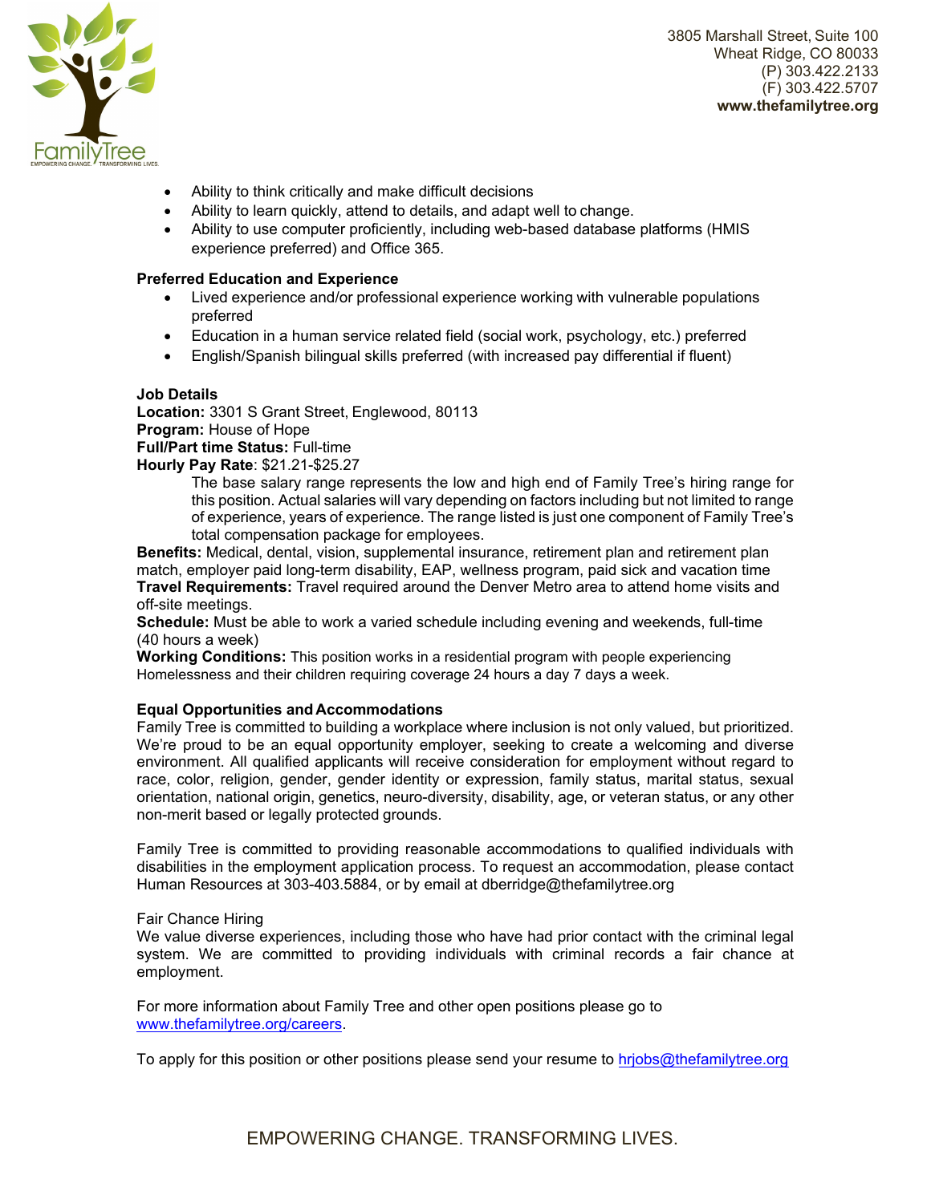3805 Marshall Street, Suite 100
Wheat Ridge, CO 80033
(P) 303.422.2133
(F) 303.422.5707
**www.thefamilytree.org**

- Ability to think critically and make difficult decisions
- Ability to learn quickly, attend to details, and adapt well to change.
- Ability to use computer proficiently, including web-based database platforms (HMIS experience preferred) and Office 365.

**Preferred Education and Experience**

- Lived experience and/or professional experience working with vulnerable populations preferred
- Education in a human service related field (social work, psychology, etc.) preferred
- English/Spanish bilingual skills preferred (with increased pay differential if fluent)

**Job Details**

**Location:** 3301 S Grant Street, Englewood, 80113
**Program:** House of Hope
**Full/Part time Status:** Full-time
**Hourly Pay Rate**: $21.21-$25.27

> The base salary range represents the low and high end of Family Tree's hiring range for this position. Actual salaries will vary depending on factors including but not limited to range of experience, years of experience. The range listed is just one component of Family Tree's total compensation package for employees.

**Benefits:** Medical, dental, vision, supplemental insurance, retirement plan and retirement plan match, employer paid long-term disability, EAP, wellness program, paid sick and vacation time
**Travel Requirements:** Travel required around the Denver Metro area to attend home visits and off-site meetings.
**Schedule:** Must be able to work a varied schedule including evening and weekends, full-time (40 hours a week)
**Working Conditions:** This position works in a residential program with people experiencing Homelessness and their children requiring coverage 24 hours a day 7 days a week.

**Equal Opportunities and Accommodations**

Family Tree is committed to building a workplace where inclusion is not only valued, but prioritized. We're proud to be an equal opportunity employer, seeking to create a welcoming and diverse environment. All qualified applicants will receive consideration for employment without regard to race, color, religion, gender, gender identity or expression, family status, marital status, sexual orientation, national origin, genetics, neuro-diversity, disability, age, or veteran status, or any other non-merit based or legally protected grounds.

Family Tree is committed to providing reasonable accommodations to qualified individuals with disabilities in the employment application process. To request an accommodation, please contact Human Resources at 303-403.5884, or by email at dberridge@thefamilytree.org

Fair Chance Hiring

We value diverse experiences, including those who have had prior contact with the criminal legal system. We are committed to providing individuals with criminal records a fair chance at employment.

For more information about Family Tree and other open positions please go to www.thefamilytree.org/careers.

To apply for this position or other positions please send your resume to hrjobs@thefamilytree.org

EMPOWERING CHANGE. TRANSFORMING LIVES.